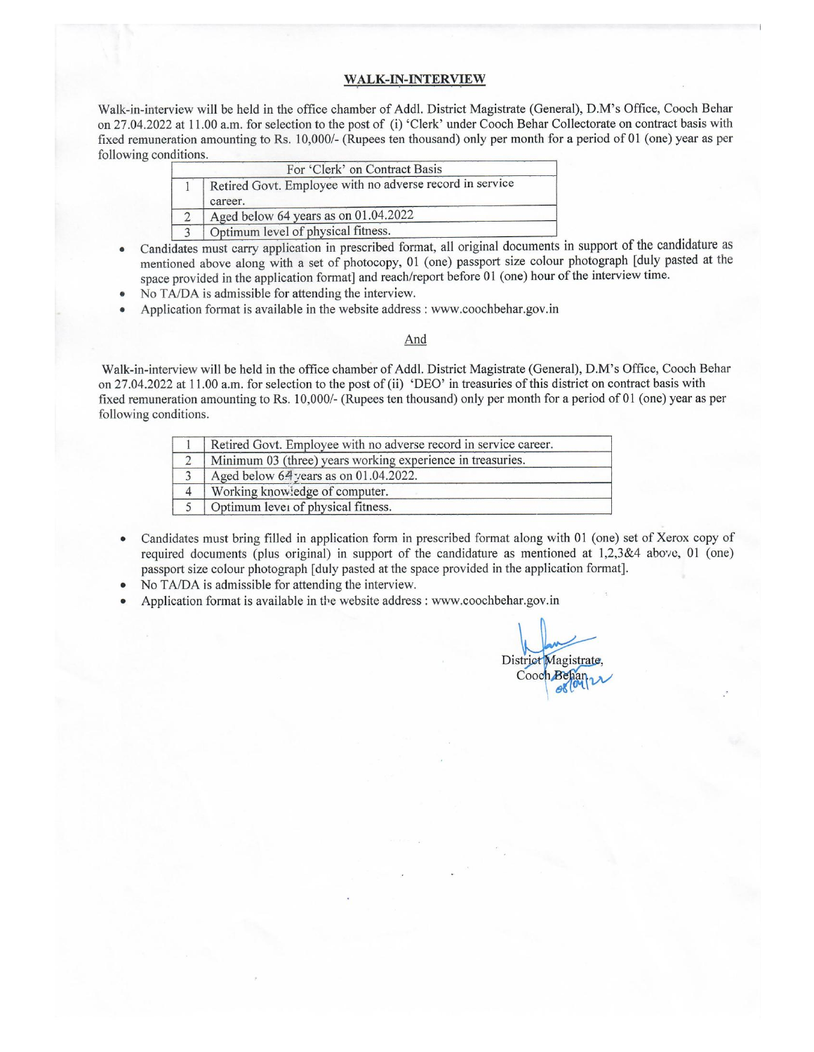# WALK-IN-INTERVIEW

Walk-in-interview will be held in the office chamber of Addl. District Magistrate (General), D.M's Office, Cooch Behar on 27.04.2022 at 11.00 a.m. for selection to the post of (i) 'Clerk' under Cooch Behar Collectorate on contract basis with fixed remuneration amounting to Rs. 10,000/- (Rupees ten thousand) only per month for a period of 01 (one) year as per following conditions.

| For 'Clerk' on Contract Basis | |
|---|---|
| 1 | Retired Govt. Employee with no adverse record in service career. |
| 2 | Aged below 64 years as on 01.04.2022 |
| 3 | Optimum level of physical fitness. |

- Candidates must carry application in prescribed format, all original documents in support of the candidature as mentioned above along with a set of photocopy, 01 (one) passport size colour photograph [duly pasted at the space provided in the application format] and reach/report before 01 (one) hour of the interview time.
- No TA/DA is admissible for attending the interview.
- Application format is available in the website address : www.coochbehar.gov.in

And

Walk-in-interview will be held in the office chamber of Addl. District Magistrate (General), D.M's Office, Cooch Behar on 27.04.2022 at 11.00 a.m. for selection to the post of (ii) 'DEO' in treasuries of this district on contract basis with fixed remuneration amounting to Rs. 10,000/- (Rupees ten thousand) only per month for a period of 01 (one) year as per following conditions.

| | |
|---|---|
| 1 | Retired Govt. Employee with no adverse record in service career. |
| 2 | Minimum 03 (three) years working experience in treasuries. |
| 3 | Aged below 64 years as on 01.04.2022. |
| 4 | Working knowledge of computer. |
| 5 | Optimum level of physical fitness. |

- Candidates must bring filled in application form in prescribed format along with 01 (one) set of Xerox copy of required documents (plus original) in support of the candidature as mentioned at 1,2,3&4 above, 01 (one) passport size colour photograph [duly pasted at the space provided in the application format].
- No TA/DA is admissible for attending the interview.
- Application format is available in the website address : www.coochbehar.gov.in

District Magistrate,
Cooch Behar
08/04/22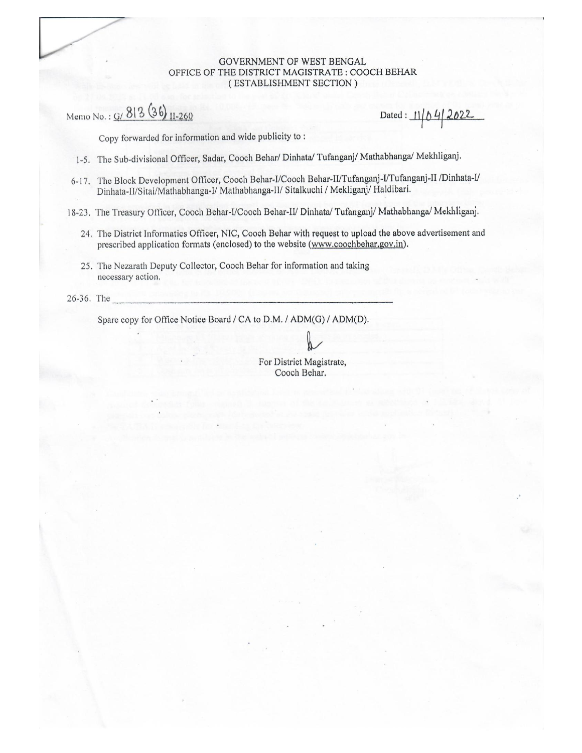GOVERNMENT OF WEST BENGAL
OFFICE OF THE DISTRICT MAGISTRATE : COOCH BEHAR
( ESTABLISHMENT SECTION )

Memo No. : G/ 813 (36) II-260 Dated : 11/04/2022

Copy forwarded for information and wide publicity to :

1-5. The Sub-divisional Officer, Sadar, Cooch Behar/ Dinhata/ Tufanganj/ Mathabhanga/ Mekhliganj.

6-17. The Block Development Officer, Cooch Behar-I/Cooch Behar-II/Tufanganj-I/Tufanganj-II /Dinhata-I/ Dinhata-II/Sitai/Mathabhanga-I/ Mathabhanga-II/ Sitalkuchi / Mekliganj/ Haldibari.

18-23. The Treasury Officer, Cooch Behar-I/Cooch Behar-II/ Dinhata/ Tufanganj/ Mathabhanga/ Mekhliganj.

24. The District Informatics Officer, NIC, Cooch Behar with request to upload the above advertisement and prescribed application formats (enclosed) to the website (www.coochbehar.gov.in).

25. The Nezarath Deputy Collector, Cooch Behar for information and taking necessary action.

26-36. The ________________________________________

Spare copy for Office Notice Board / CA to D.M. / ADM(G) / ADM(D).

For District Magistrate,
Cooch Behar.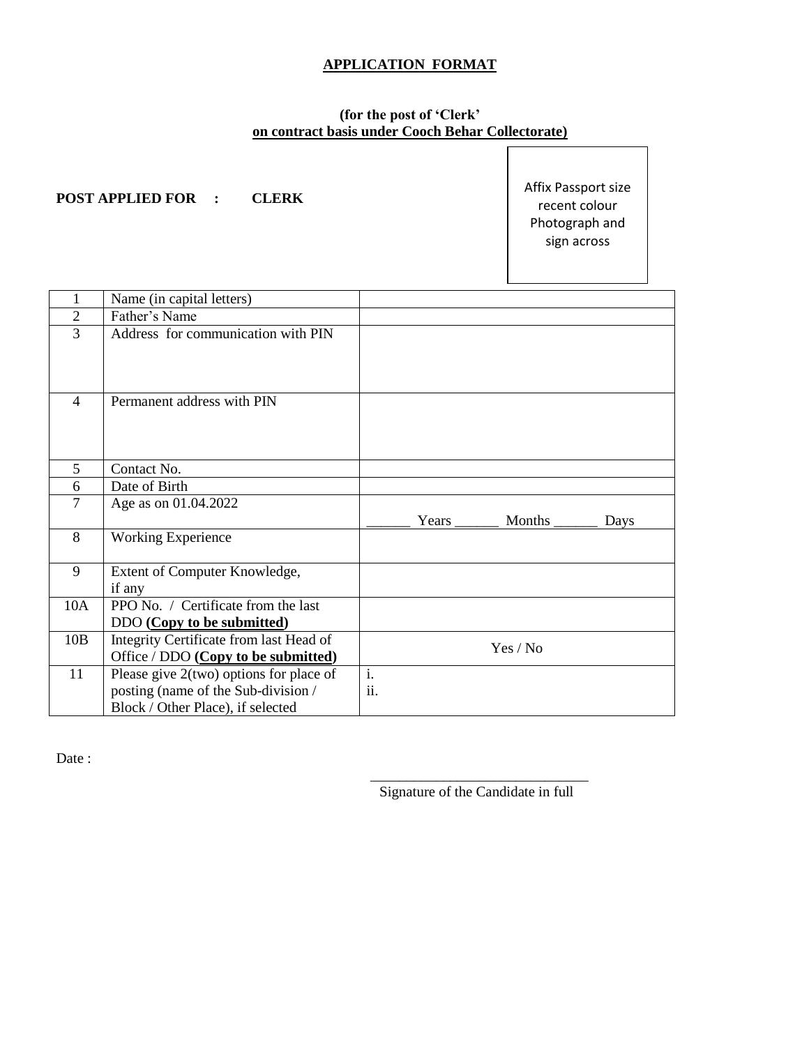## APPLICATION FORMAT

**(for the post of 'Clerk'**
**on contract basis under Cooch Behar Collectorate)**

**POST APPLIED FOR : CLERK**

Affix Passport size recent colour Photograph and sign across

| | | |
|---|---|---|
| 1 | Name (in capital letters) | |
| 2 | Father's Name | |
| 3 | Address for communication with PIN | |
| 4 | Permanent address with PIN | |
| 5 | Contact No. | |
| 6 | Date of Birth | |
| 7 | Age as on 01.04.2022 | ______ Years ______ Months ______ Days |
| 8 | Working Experience | |
| 9 | Extent of Computer Knowledge, if any | |
| 10A | PPO No. / Certificate from the last DDO **(Copy to be submitted)** | |
| 10B | Integrity Certificate from last Head of Office / DDO **(Copy to be submitted)** | Yes / No |
| 11 | Please give 2(two) options for place of posting (name of the Sub-division / Block / Other Place), if selected | i.<br>ii. |

Date :

______________________________
Signature of the Candidate in full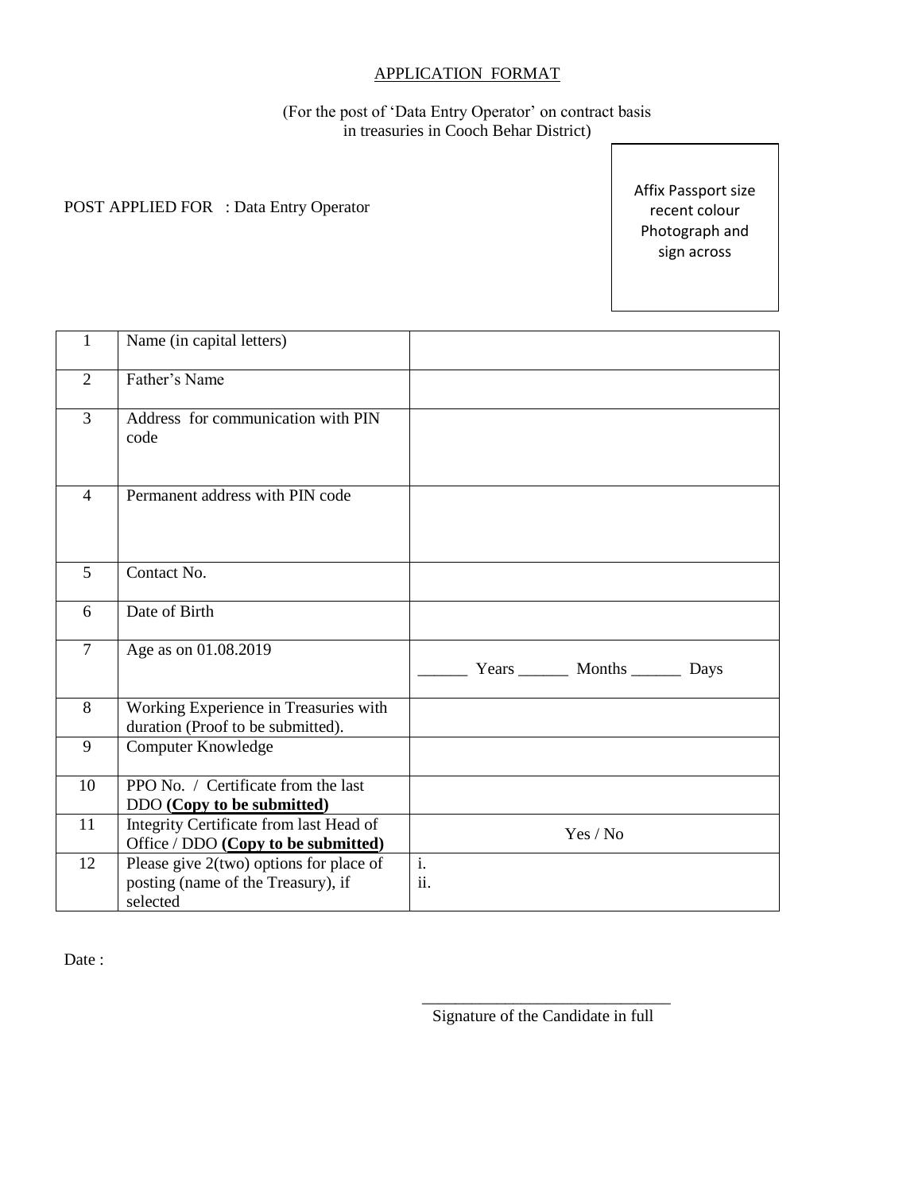<u>APPLICATION FORMAT</u>

(For the post of 'Data Entry Operator' on contract basis
in treasuries in Cooch Behar District)

POST APPLIED FOR : Data Entry Operator

Affix Passport size recent colour Photograph and sign across

| | | |
|---|---|---|
| 1 | Name (in capital letters) | |
| 2 | Father's Name | |
| 3 | Address for communication with PIN code | |
| 4 | Permanent address with PIN code | |
| 5 | Contact No. | |
| 6 | Date of Birth | |
| 7 | Age as on 01.08.2019 | ______ Years ______ Months ______ Days |
| 8 | Working Experience in Treasuries with duration (Proof to be submitted). | |
| 9 | Computer Knowledge | |
| 10 | PPO No. / Certificate from the last DDO **(<u>Copy to be submitted</u>)** | |
| 11 | Integrity Certificate from last Head of Office / DDO **(<u>Copy to be submitted</u>)** | Yes / No |
| 12 | Please give 2(two) options for place of posting (name of the Treasury), if selected | i.<br>ii. |

Date :

_______________________________
Signature of the Candidate in full